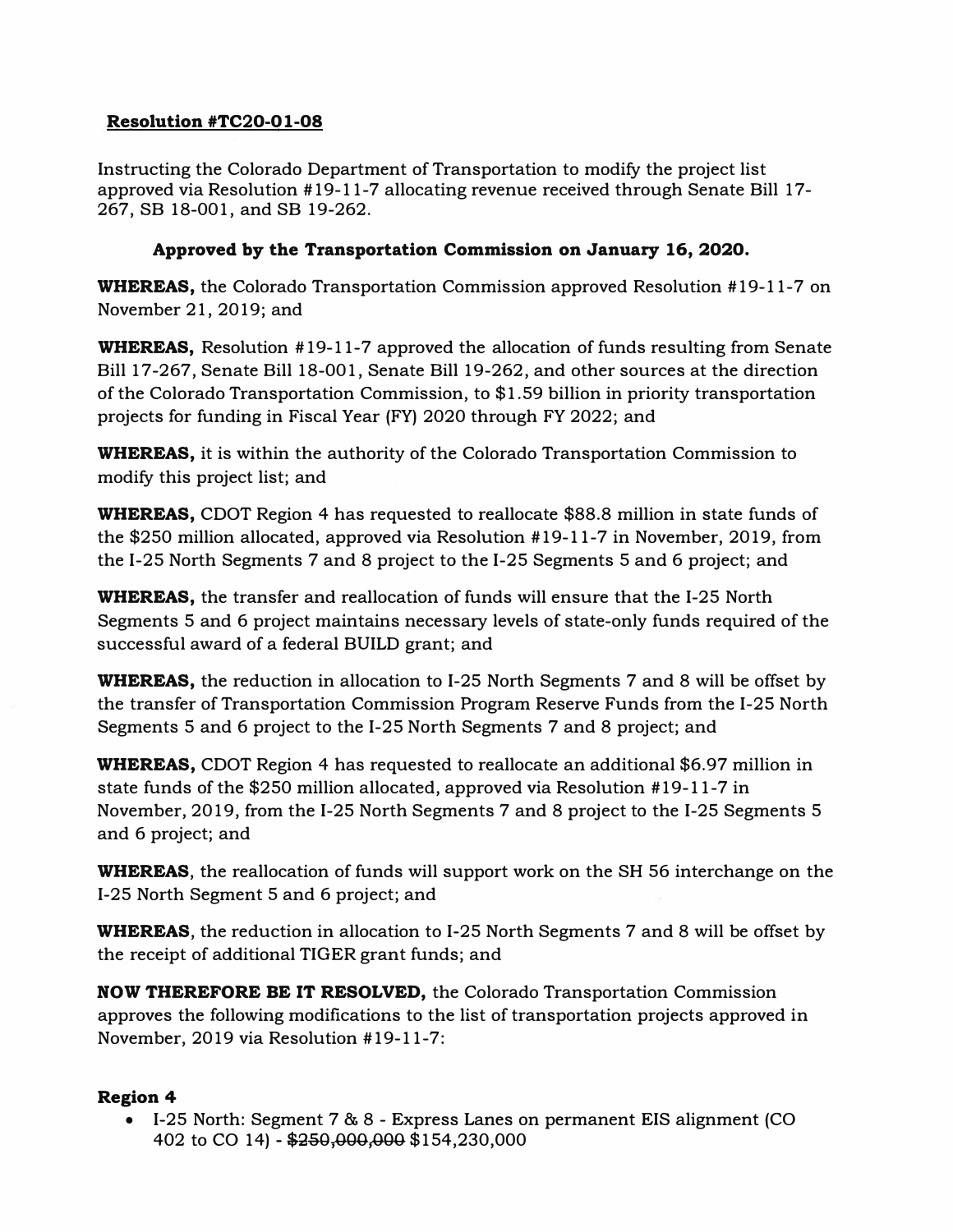**Resolution #TC20-01-08**

Instructing the Colorado Department of Transportation to modify the project list approved via Resolution #19-11-7 allocating revenue received through Senate Bill 17-267, SB 18-001, and SB 19-262.

**Approved by the Transportation Commission on January 16, 2020.**

**WHEREAS,** the Colorado Transportation Commission approved Resolution #19-11-7 on November 21, 2019; and

**WHEREAS,** Resolution #19-11-7 approved the allocation of funds resulting from Senate Bill 17-267, Senate Bill 18-001, Senate Bill 19-262, and other sources at the direction of the Colorado Transportation Commission, to $1.59 billion in priority transportation projects for funding in Fiscal Year (FY) 2020 through FY 2022; and

**WHEREAS,** it is within the authority of the Colorado Transportation Commission to modify this project list; and

**WHEREAS,** CDOT Region 4 has requested to reallocate $88.8 million in state funds of the $250 million allocated, approved via Resolution #19-11-7 in November, 2019, from the I-25 North Segments 7 and 8 project to the I-25 Segments 5 and 6 project; and

**WHEREAS,** the transfer and reallocation of funds will ensure that the I-25 North Segments 5 and 6 project maintains necessary levels of state-only funds required of the successful award of a federal BUILD grant; and

**WHEREAS,** the reduction in allocation to I-25 North Segments 7 and 8 will be offset by the transfer of Transportation Commission Program Reserve Funds from the I-25 North Segments 5 and 6 project to the I-25 North Segments 7 and 8 project; and

**WHEREAS,** CDOT Region 4 has requested to reallocate an additional $6.97 million in state funds of the $250 million allocated, approved via Resolution #19-11-7 in November, 2019, from the I-25 North Segments 7 and 8 project to the I-25 Segments 5 and 6 project; and

**WHEREAS**, the reallocation of funds will support work on the SH 56 interchange on the I-25 North Segment 5 and 6 project; and

**WHEREAS**, the reduction in allocation to I-25 North Segments 7 and 8 will be offset by the receipt of additional TIGER grant funds; and

**NOW THEREFORE BE IT RESOLVED,** the Colorado Transportation Commission approves the following modifications to the list of transportation projects approved in November, 2019 via Resolution #19-11-7:

**Region 4**

- I-25 North: Segment 7 & 8 - Express Lanes on permanent EIS alignment (CO 402 to CO 14) - ~~$250,000,000~~ $154,230,000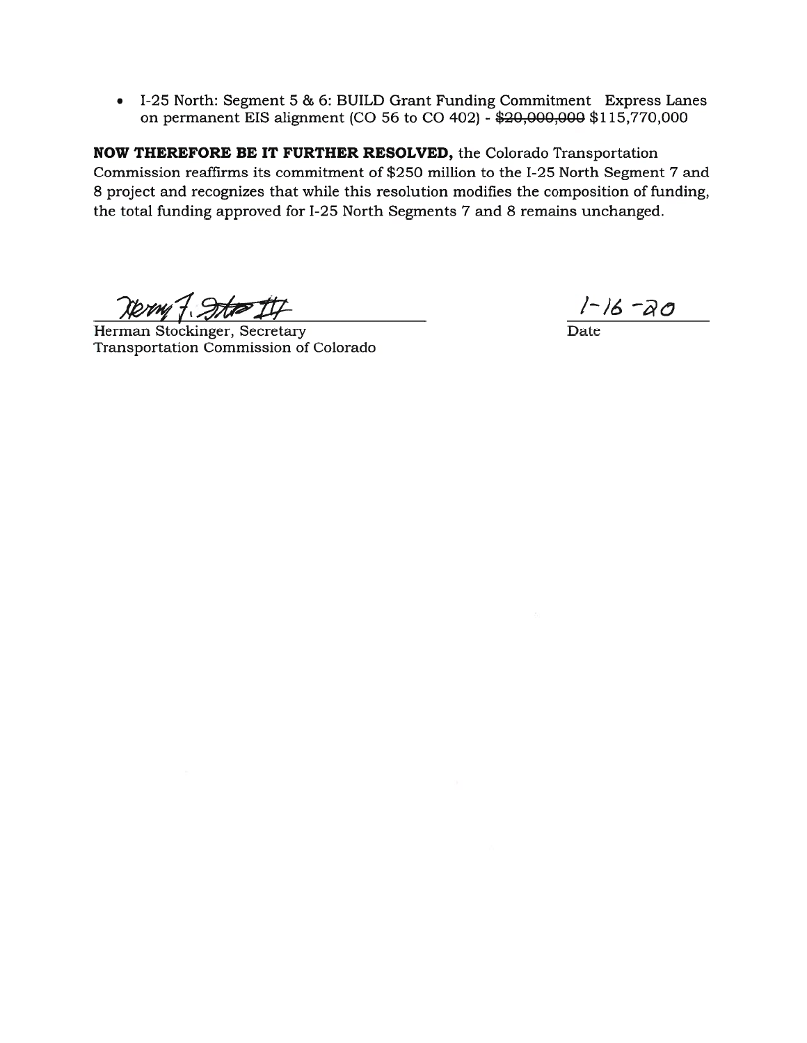- I-25 North: Segment 5 & 6: BUILD Grant Funding Commitment Express Lanes on permanent EIS alignment (CO 56 to CO 402) - ~~$20,000,000~~ $115,770,000

**NOW THEREFORE BE IT FURTHER RESOLVED,** the Colorado Transportation Commission reaffirms its commitment of $250 million to the I-25 North Segment 7 and 8 project and recognizes that while this resolution modifies the composition of funding, the total funding approved for I-25 North Segments 7 and 8 remains unchanged.

Herman Stockinger, Secretary
Transportation Commission of Colorado

1-16-20
Date